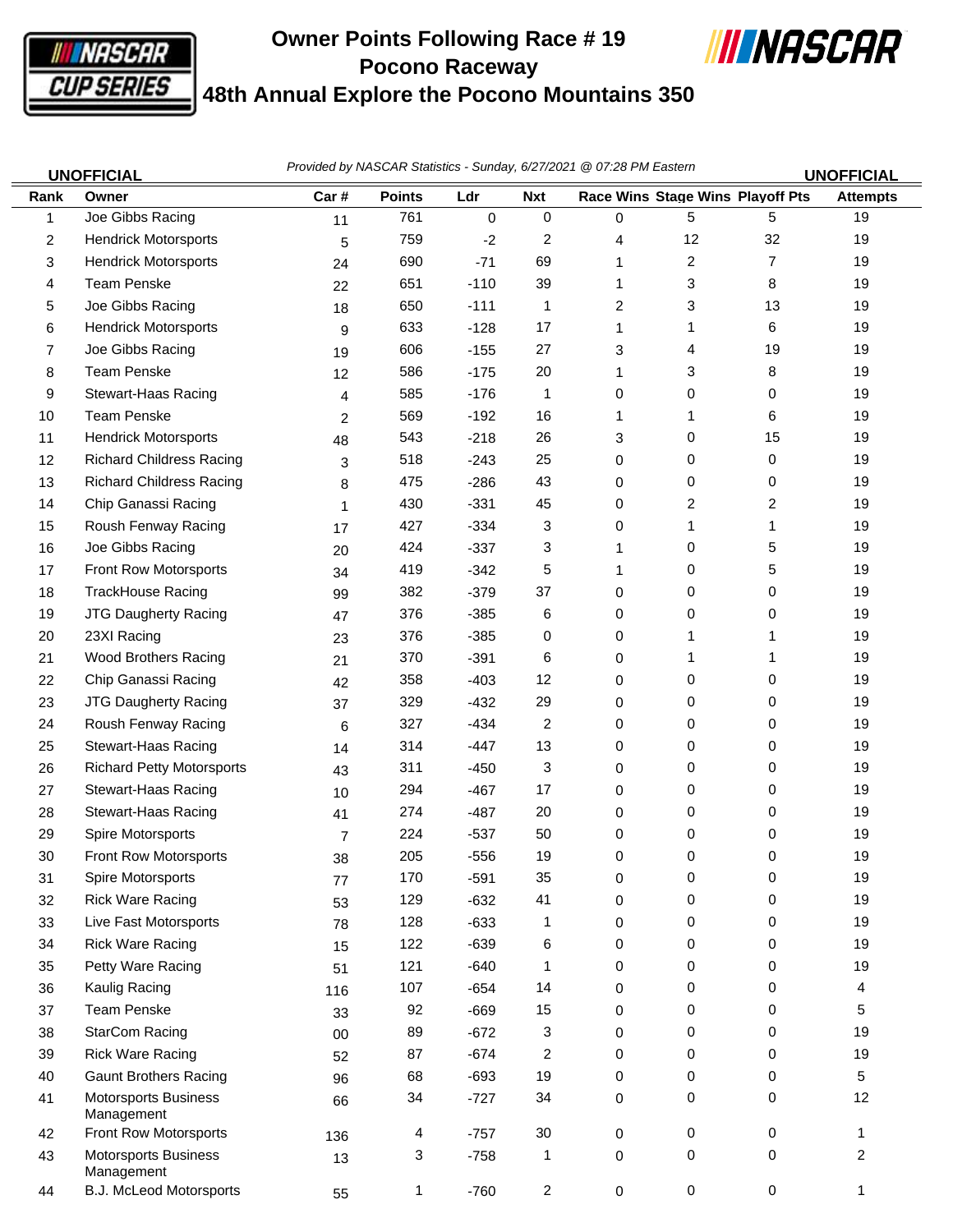# Owner Points Following Race # 19
## Pocono Raceway
## 48th Annual Explore the Pocono Mountains 350

UNOFFICIAL — *Provided by NASCAR Statistics - Sunday, 6/27/2021 @ 07:28 PM Eastern* — UNOFFICIAL

| Rank | Owner | Car # | Points | Ldr | Nxt | Race Wins | Stage Wins | Playoff Pts | Attempts |
|---|---|---|---|---|---|---|---|---|---|
| 1 | Joe Gibbs Racing | 11 | 761 | 0 | 0 | 0 | 5 | 5 | 19 |
| 2 | Hendrick Motorsports | 5 | 759 | -2 | 2 | 4 | 12 | 32 | 19 |
| 3 | Hendrick Motorsports | 24 | 690 | -71 | 69 | 1 | 2 | 7 | 19 |
| 4 | Team Penske | 22 | 651 | -110 | 39 | 1 | 3 | 8 | 19 |
| 5 | Joe Gibbs Racing | 18 | 650 | -111 | 1 | 2 | 3 | 13 | 19 |
| 6 | Hendrick Motorsports | 9 | 633 | -128 | 17 | 1 | 1 | 6 | 19 |
| 7 | Joe Gibbs Racing | 19 | 606 | -155 | 27 | 3 | 4 | 19 | 19 |
| 8 | Team Penske | 12 | 586 | -175 | 20 | 1 | 3 | 8 | 19 |
| 9 | Stewart-Haas Racing | 4 | 585 | -176 | 1 | 0 | 0 | 0 | 19 |
| 10 | Team Penske | 2 | 569 | -192 | 16 | 1 | 1 | 6 | 19 |
| 11 | Hendrick Motorsports | 48 | 543 | -218 | 26 | 3 | 0 | 15 | 19 |
| 12 | Richard Childress Racing | 3 | 518 | -243 | 25 | 0 | 0 | 0 | 19 |
| 13 | Richard Childress Racing | 8 | 475 | -286 | 43 | 0 | 0 | 0 | 19 |
| 14 | Chip Ganassi Racing | 1 | 430 | -331 | 45 | 0 | 2 | 2 | 19 |
| 15 | Roush Fenway Racing | 17 | 427 | -334 | 3 | 0 | 1 | 1 | 19 |
| 16 | Joe Gibbs Racing | 20 | 424 | -337 | 3 | 1 | 0 | 5 | 19 |
| 17 | Front Row Motorsports | 34 | 419 | -342 | 5 | 1 | 0 | 5 | 19 |
| 18 | TrackHouse Racing | 99 | 382 | -379 | 37 | 0 | 0 | 0 | 19 |
| 19 | JTG Daugherty Racing | 47 | 376 | -385 | 6 | 0 | 0 | 0 | 19 |
| 20 | 23XI Racing | 23 | 376 | -385 | 0 | 0 | 1 | 1 | 19 |
| 21 | Wood Brothers Racing | 21 | 370 | -391 | 6 | 0 | 1 | 1 | 19 |
| 22 | Chip Ganassi Racing | 42 | 358 | -403 | 12 | 0 | 0 | 0 | 19 |
| 23 | JTG Daugherty Racing | 37 | 329 | -432 | 29 | 0 | 0 | 0 | 19 |
| 24 | Roush Fenway Racing | 6 | 327 | -434 | 2 | 0 | 0 | 0 | 19 |
| 25 | Stewart-Haas Racing | 14 | 314 | -447 | 13 | 0 | 0 | 0 | 19 |
| 26 | Richard Petty Motorsports | 43 | 311 | -450 | 3 | 0 | 0 | 0 | 19 |
| 27 | Stewart-Haas Racing | 10 | 294 | -467 | 17 | 0 | 0 | 0 | 19 |
| 28 | Stewart-Haas Racing | 41 | 274 | -487 | 20 | 0 | 0 | 0 | 19 |
| 29 | Spire Motorsports | 7 | 224 | -537 | 50 | 0 | 0 | 0 | 19 |
| 30 | Front Row Motorsports | 38 | 205 | -556 | 19 | 0 | 0 | 0 | 19 |
| 31 | Spire Motorsports | 77 | 170 | -591 | 35 | 0 | 0 | 0 | 19 |
| 32 | Rick Ware Racing | 53 | 129 | -632 | 41 | 0 | 0 | 0 | 19 |
| 33 | Live Fast Motorsports | 78 | 128 | -633 | 1 | 0 | 0 | 0 | 19 |
| 34 | Rick Ware Racing | 15 | 122 | -639 | 6 | 0 | 0 | 0 | 19 |
| 35 | Petty Ware Racing | 51 | 121 | -640 | 1 | 0 | 0 | 0 | 19 |
| 36 | Kaulig Racing | 116 | 107 | -654 | 14 | 0 | 0 | 0 | 4 |
| 37 | Team Penske | 33 | 92 | -669 | 15 | 0 | 0 | 0 | 5 |
| 38 | StarCom Racing | 00 | 89 | -672 | 3 | 0 | 0 | 0 | 19 |
| 39 | Rick Ware Racing | 52 | 87 | -674 | 2 | 0 | 0 | 0 | 19 |
| 40 | Gaunt Brothers Racing | 96 | 68 | -693 | 19 | 0 | 0 | 0 | 5 |
| 41 | Motorsports Business Management | 66 | 34 | -727 | 34 | 0 | 0 | 0 | 12 |
| 42 | Front Row Motorsports | 136 | 4 | -757 | 30 | 0 | 0 | 0 | 1 |
| 43 | Motorsports Business Management | 13 | 3 | -758 | 1 | 0 | 0 | 0 | 2 |
| 44 | B.J. McLeod Motorsports | 55 | 1 | -760 | 2 | 0 | 0 | 0 | 1 |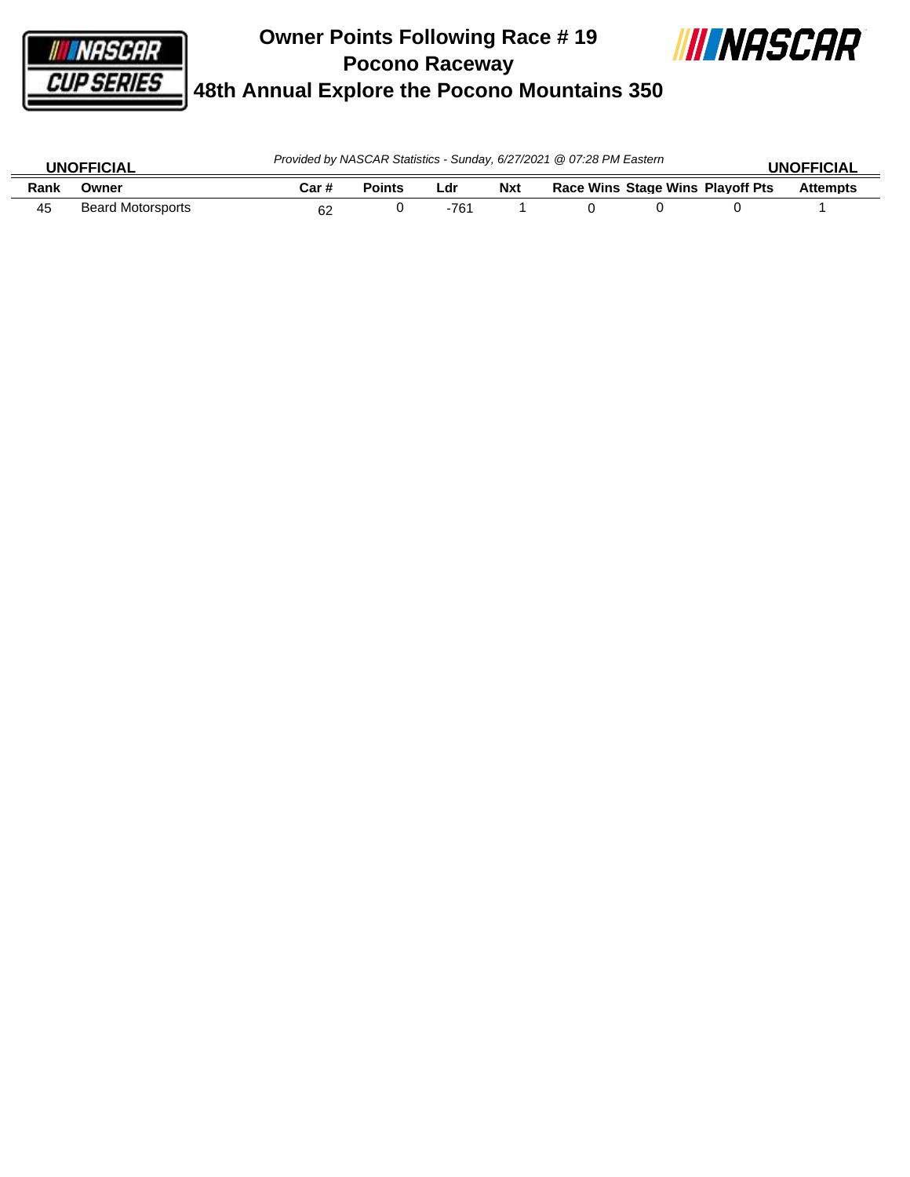# Owner Points Following Race # 19
## Pocono Raceway
## 48th Annual Explore the Pocono Mountains 350

**UNOFFICIAL** *Provided by NASCAR Statistics - Sunday, 6/27/2021 @ 07:28 PM Eastern* **UNOFFICIAL**

| Rank | Owner | Car # | Points | Ldr | Nxt | Race Wins | Stage Wins | Playoff Pts | Attempts |
|---|---|---|---|---|---|---|---|---|---|
| 45 | Beard Motorsports | 62 | 0 | -761 | 1 | 0 | 0 | 0 | 1 |